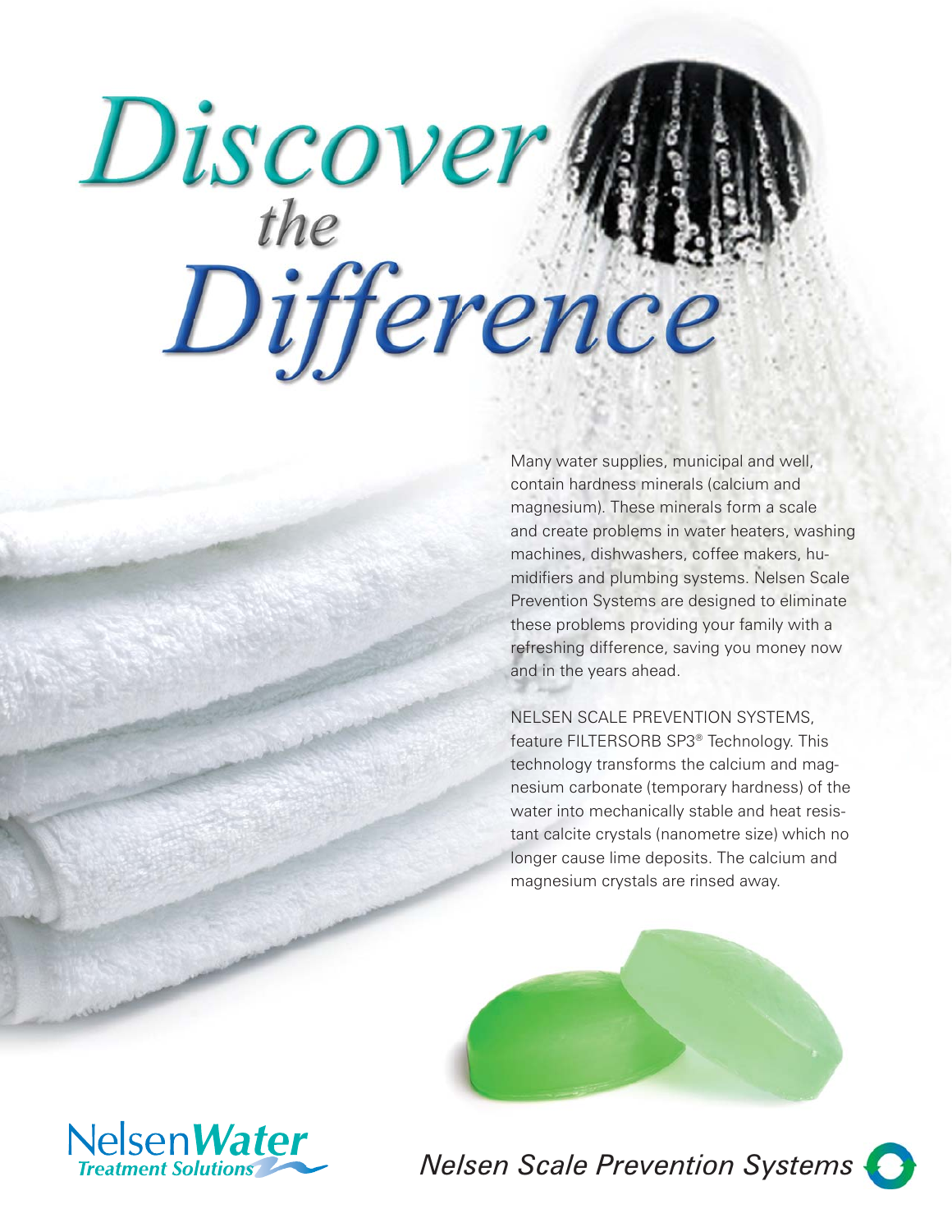# Discover *the* Difference

Many water supplies, municipal and well, contain hardness minerals (calcium and magnesium). These minerals form a scale and create problems in water heaters, washing machines, dishwashers, coffee makers, humidifiers and plumbing systems. Nelsen Scale Prevention Systems are designed to eliminate these problems providing your family with a refreshing difference, saving you money now and in the years ahead.

NELSEN SCALE PREVENTION SYSTEMS, feature FILTERSORB SP3® Technology. This technology transforms the calcium and magnesium carbonate (temporary hardness) of the water into mechanically stable and heat resistant calcite crystals (nanometre size) which no longer cause lime deposits. The calcium and magnesium crystals are rinsed away.

NelsenWater Treatment Solutions

*Nelsen Scale Prevention Systems*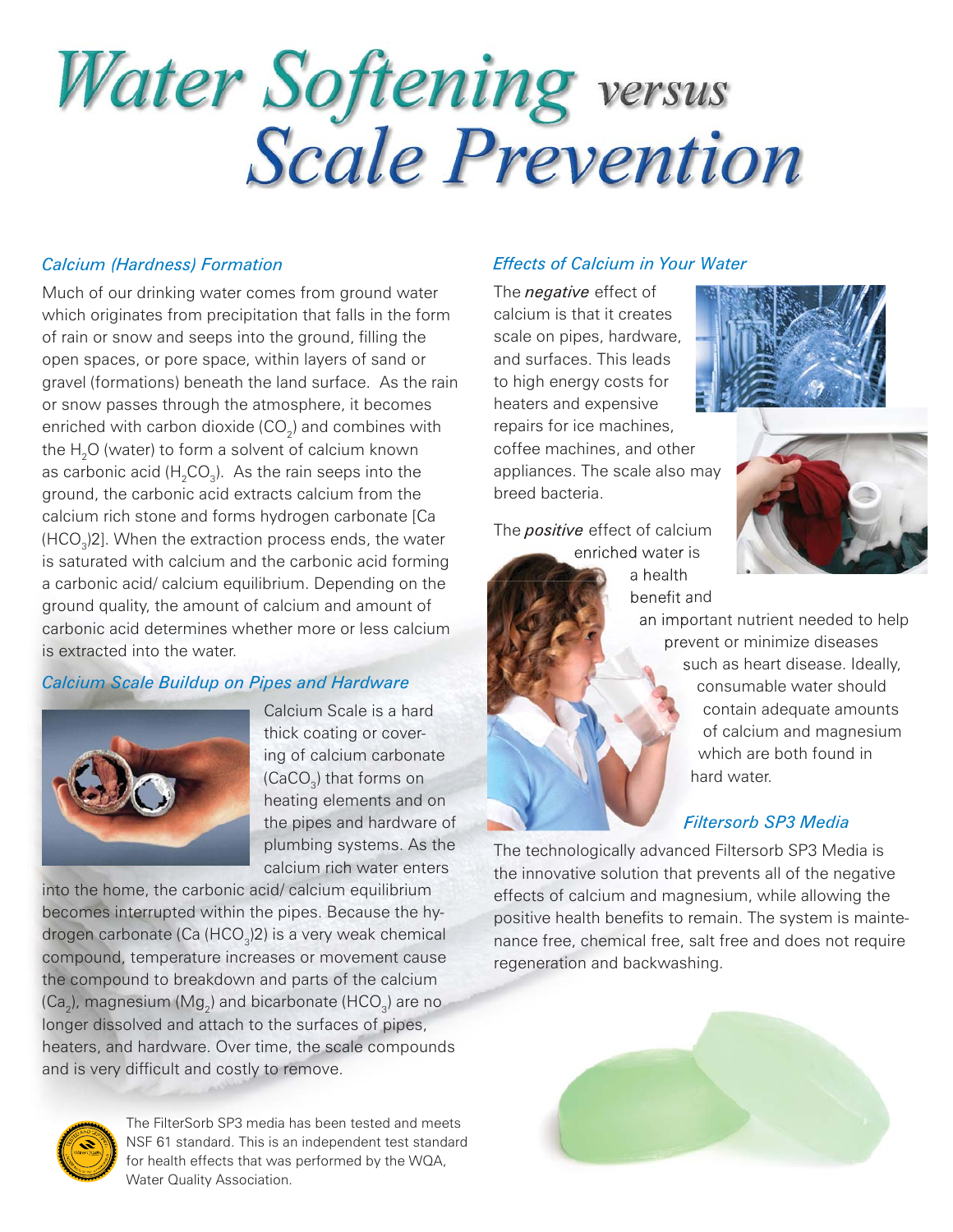# *Water Softening* versus *Scale Prevention*

### *Calcium (Hardness) Formation*

Much of our drinking water comes from ground water which originates from precipitation that falls in the form of rain or snow and seeps into the ground, filling the open spaces, or pore space, within layers of sand or gravel (formations) beneath the land surface. As the rain or snow passes through the atmosphere, it becomes enriched with carbon dioxide ($CO_2$) and combines with the $H_2O$ (water) to form a solvent of calcium known as carbonic acid ($H_2CO_3$). As the rain seeps into the ground, the carbonic acid extracts calcium from the calcium rich stone and forms hydrogen carbonate [Ca ($HCO_3$)2]. When the extraction process ends, the water is saturated with calcium and the carbonic acid forming a carbonic acid/ calcium equilibrium. Depending on the ground quality, the amount of calcium and amount of carbonic acid determines whether more or less calcium is extracted into the water.

### *Calcium Scale Buildup on Pipes and Hardware*

Calcium Scale is a hard thick coating or covering of calcium carbonate ($CaCO_3$) that forms on heating elements and on the pipes and hardware of plumbing systems. As the calcium rich water enters into the home, the carbonic acid/ calcium equilibrium becomes interrupted within the pipes. Because the hydrogen carbonate (Ca ($HCO_3$)2) is a very weak chemical compound, temperature increases or movement cause the compound to breakdown and parts of the calcium ($Ca_2$), magnesium ($Mg_2$) and bicarbonate ($HCO_3$) are no longer dissolved and attach to the surfaces of pipes, heaters, and hardware. Over time, the scale compounds and is very difficult and costly to remove.

The FilterSorb SP3 media has been tested and meets NSF 61 standard. This is an independent test standard for health effects that was performed by the WQA, Water Quality Association.

### *Effects of Calcium in Your Water*

The ***negative*** effect of calcium is that it creates scale on pipes, hardware, and surfaces. This leads to high energy costs for heaters and expensive repairs for ice machines, coffee machines, and other appliances. The scale also may breed bacteria.

The ***positive*** effect of calcium enriched water is a health benefit and an important nutrient needed to help prevent or minimize diseases such as heart disease. Ideally, consumable water should contain adequate amounts of calcium and magnesium which are both found in hard water.

### *Filtersorb SP3 Media*

The technologically advanced Filtersorb SP3 Media is the innovative solution that prevents all of the negative effects of calcium and magnesium, while allowing the positive health benefits to remain. The system is maintenance free, chemical free, salt free and does not require regeneration and backwashing.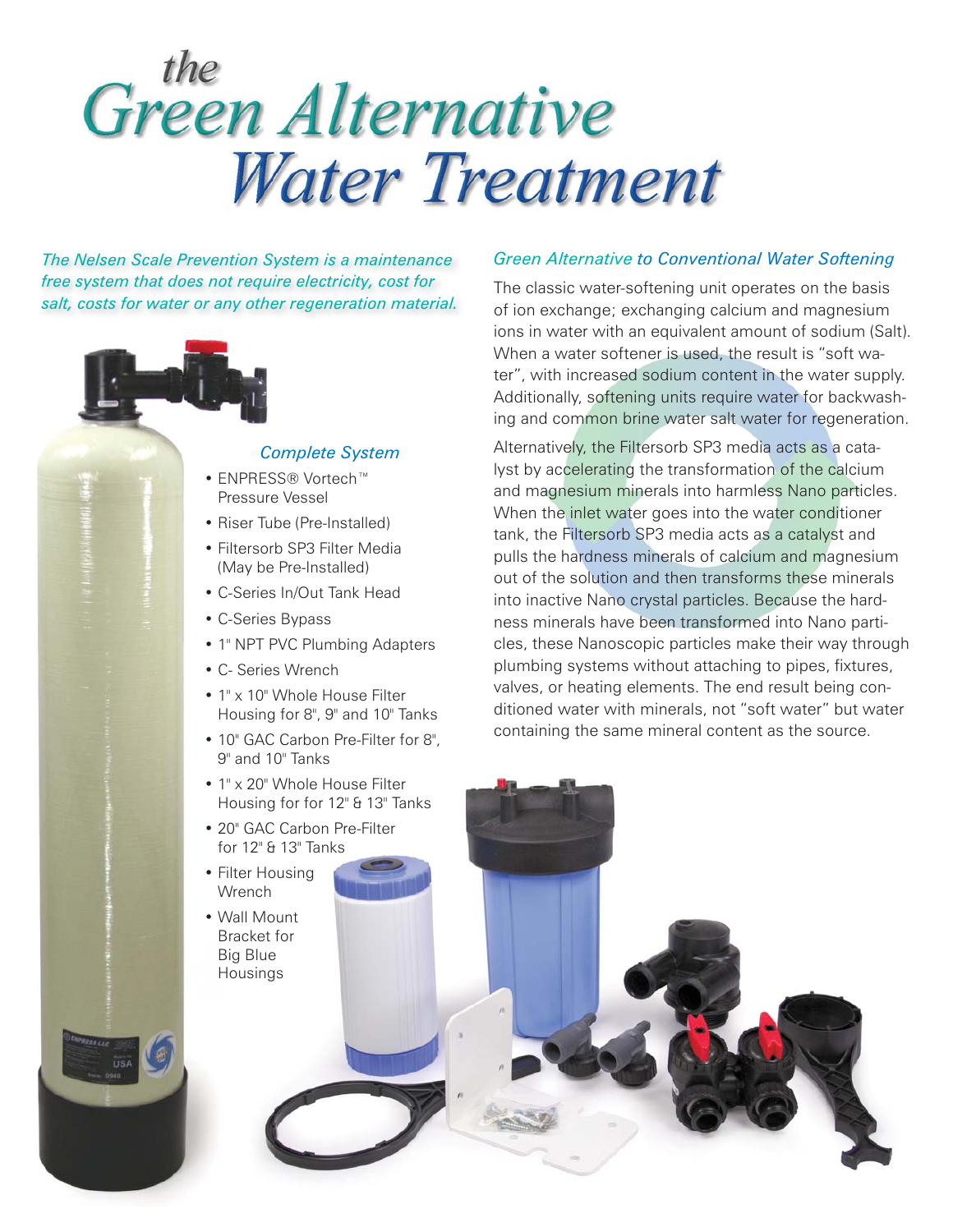# *the* Green Alternative Water Treatment

*The Nelsen Scale Prevention System is a maintenance free system that does not require electricity, cost for salt, costs for water or any other regeneration material.*

### *Complete System*

- ENPRESS® Vortech™ Pressure Vessel
- Riser Tube (Pre-Installed)
- Filtersorb SP3 Filter Media (May be Pre-Installed)
- C-Series In/Out Tank Head
- C-Series Bypass
- 1" NPT PVC Plumbing Adapters
- C- Series Wrench
- 1" x 10" Whole House Filter Housing for 8", 9" and 10" Tanks
- 10" GAC Carbon Pre-Filter for 8", 9" and 10" Tanks
- 1" x 20" Whole House Filter Housing for for 12" & 13" Tanks
- 20" GAC Carbon Pre-Filter for 12" & 13" Tanks
- Filter Housing Wrench
- Wall Mount Bracket for Big Blue Housings

### *Green Alternative to Conventional Water Softening*

The classic water-softening unit operates on the basis of ion exchange; exchanging calcium and magnesium ions in water with an equivalent amount of sodium (Salt). When a water softener is used, the result is "soft water", with increased sodium content in the water supply. Additionally, softening units require water for backwashing and common brine water salt water for regeneration.

Alternatively, the Filtersorb SP3 media acts as a catalyst by accelerating the transformation of the calcium and magnesium minerals into harmless Nano particles. When the inlet water goes into the water conditioner tank, the Filtersorb SP3 media acts as a catalyst and pulls the hardness minerals of calcium and magnesium out of the solution and then transforms these minerals into inactive Nano crystal particles. Because the hardness minerals have been transformed into Nano particles, these Nanoscopic particles make their way through plumbing systems without attaching to pipes, fixtures, valves, or heating elements. The end result being conditioned water with minerals, not "soft water" but water containing the same mineral content as the source.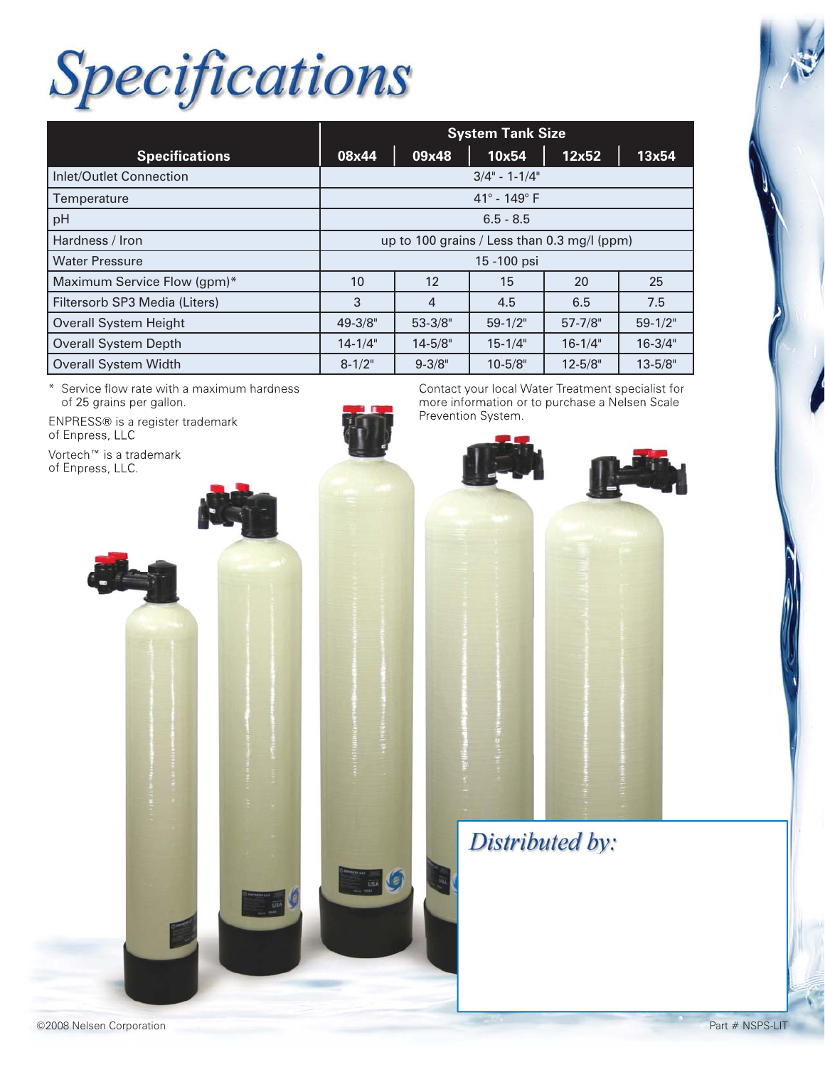# Specifications

| Specifications | System Tank Size | | | | |
|---|---|---|---|---|---|
| | 08x44 | 09x48 | 10x54 | 12x52 | 13x54 |
| Inlet/Outlet Connection | 3/4" - 1-1/4" | | | | |
| Temperature | 41° - 149° F | | | | |
| pH | 6.5 - 8.5 | | | | |
| Hardness / Iron | up to 100 grains / Less than 0.3 mg/l (ppm) | | | | |
| Water Pressure | 15 -100 psi | | | | |
| Maximum Service Flow (gpm)* | 10 | 12 | 15 | 20 | 25 |
| Filtersorb SP3 Media (Liters) | 3 | 4 | 4.5 | 6.5 | 7.5 |
| Overall System Height | 49-3/8" | 53-3/8" | 59-1/2" | 57-7/8" | 59-1/2" |
| Overall System Depth | 14-1/4" | 14-5/8" | 15-1/4" | 16-1/4" | 16-3/4" |
| Overall System Width | 8-1/2" | 9-3/8" | 10-5/8" | 12-5/8" | 13-5/8" |

* Service flow rate with a maximum hardness of 25 grains per gallon.

ENPRESS® is a register trademark of Enpress, LLC

Vortech™ is a trademark of Enpress, LLC.

Contact your local Water Treatment specialist for more information or to purchase a Nelsen Scale Prevention System.

*Distributed by:*

©2008 Nelsen Corporation

Part # NSPS-LIT